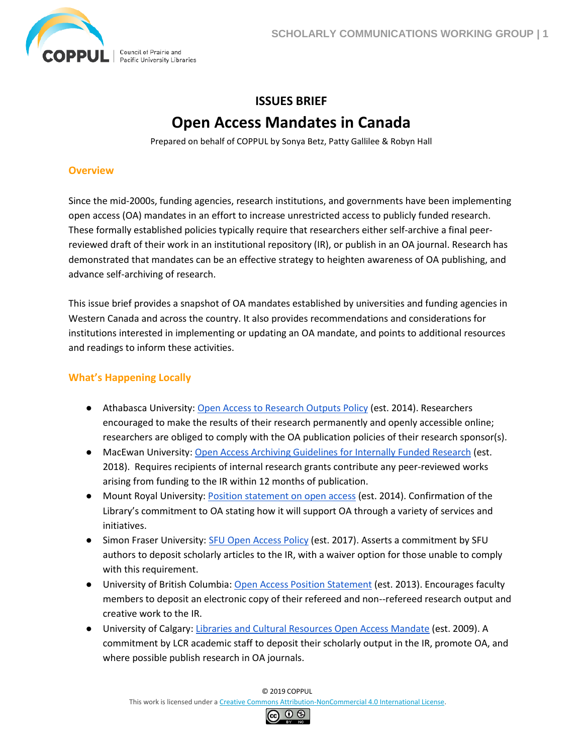ISSUES BRIEF

# Open Access Mandates in Canada

Prepared on behalf of COPPUL by Sonya Betz, Patty Gallilee & Robyn Hall

## Overview

Since the mid-2000s, funding agencies, research institutions, and governments have been implementing open access (OA) mandates in an effort to increase unrestricted access to publicly funded research. These formally established policies typically require that researchers either self-archive a final peer-reviewed draft of their work in an institutional repository (IR), or publish in an OA journal. Research has demonstrated that mandates can be an effective strategy to heighten awareness of OA publishing, and advance self-archiving of research.

This issue brief provides a snapshot of OA mandates established by universities and funding agencies in Western Canada and across the country. It also provides recommendations and considerations for institutions interested in implementing or updating an OA mandate, and points to additional resources and readings to inform these activities.

## What's Happening Locally

- Athabasca University: Open Access to Research Outputs Policy (est. 2014). Researchers encouraged to make the results of their research permanently and openly accessible online; researchers are obliged to comply with the OA publication policies of their research sponsor(s).
- MacEwan University: Open Access Archiving Guidelines for Internally Funded Research (est. 2018). Requires recipients of internal research grants contribute any peer-reviewed works arising from funding to the IR within 12 months of publication.
- Mount Royal University: Position statement on open access (est. 2014). Confirmation of the Library's commitment to OA stating how it will support OA through a variety of services and initiatives.
- Simon Fraser University: SFU Open Access Policy (est. 2017). Asserts a commitment by SFU authors to deposit scholarly articles to the IR, with a waiver option for those unable to comply with this requirement.
- University of British Columbia: Open Access Position Statement (est. 2013). Encourages faculty members to deposit an electronic copy of their refereed and non--refereed research output and creative work to the IR.
- University of Calgary: Libraries and Cultural Resources Open Access Mandate (est. 2009). A commitment by LCR academic staff to deposit their scholarly output in the IR, promote OA, and where possible publish research in OA journals.

© 2019 COPPUL

This work is licensed under a Creative Commons Attribution-NonCommercial 4.0 International License.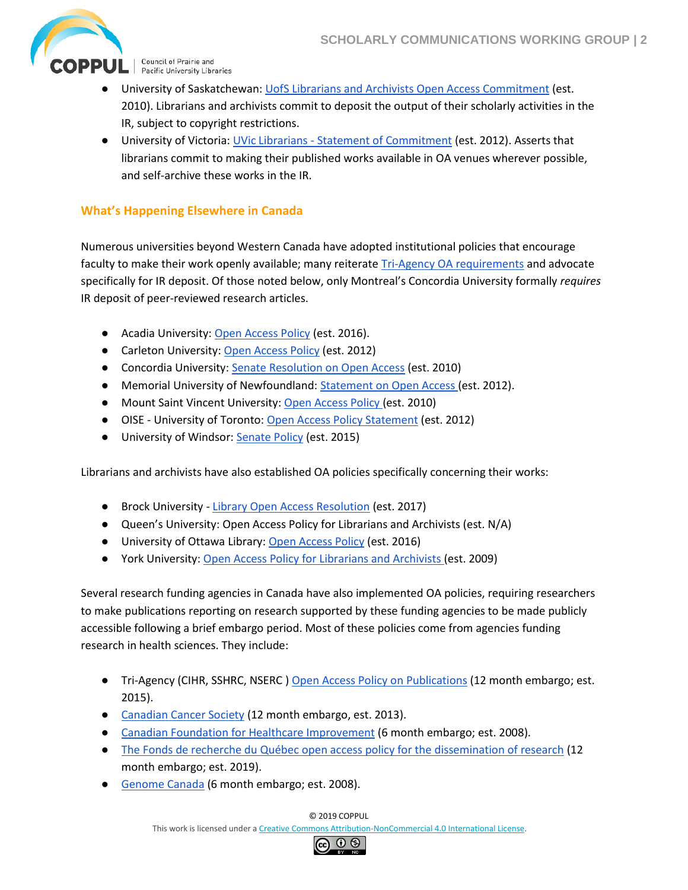- University of Saskatchewan: UofS Librarians and Archivists Open Access Commitment (est. 2010). Librarians and archivists commit to deposit the output of their scholarly activities in the IR, subject to copyright restrictions.
- University of Victoria: UVic Librarians - Statement of Commitment (est. 2012). Asserts that librarians commit to making their published works available in OA venues wherever possible, and self-archive these works in the IR.

### What's Happening Elsewhere in Canada

Numerous universities beyond Western Canada have adopted institutional policies that encourage faculty to make their work openly available; many reiterate Tri-Agency OA requirements and advocate specifically for IR deposit. Of those noted below, only Montreal's Concordia University formally *requires* IR deposit of peer-reviewed research articles.

- Acadia University: Open Access Policy (est. 2016).
- Carleton University: Open Access Policy (est. 2012)
- Concordia University: Senate Resolution on Open Access (est. 2010)
- Memorial University of Newfoundland: Statement on Open Access (est. 2012).
- Mount Saint Vincent University: Open Access Policy (est. 2010)
- OISE - University of Toronto: Open Access Policy Statement (est. 2012)
- University of Windsor: Senate Policy (est. 2015)

Librarians and archivists have also established OA policies specifically concerning their works:

- Brock University - Library Open Access Resolution (est. 2017)
- Queen's University: Open Access Policy for Librarians and Archivists (est. N/A)
- University of Ottawa Library: Open Access Policy (est. 2016)
- York University: Open Access Policy for Librarians and Archivists (est. 2009)

Several research funding agencies in Canada have also implemented OA policies, requiring researchers to make publications reporting on research supported by these funding agencies to be made publicly accessible following a brief embargo period. Most of these policies come from agencies funding research in health sciences. They include:

- Tri-Agency (CIHR, SSHRC, NSERC ) Open Access Policy on Publications (12 month embargo; est. 2015).
- Canadian Cancer Society (12 month embargo, est. 2013).
- Canadian Foundation for Healthcare Improvement (6 month embargo; est. 2008).
- The Fonds de recherche du Québec open access policy for the dissemination of research (12 month embargo; est. 2019).
- Genome Canada (6 month embargo; est. 2008).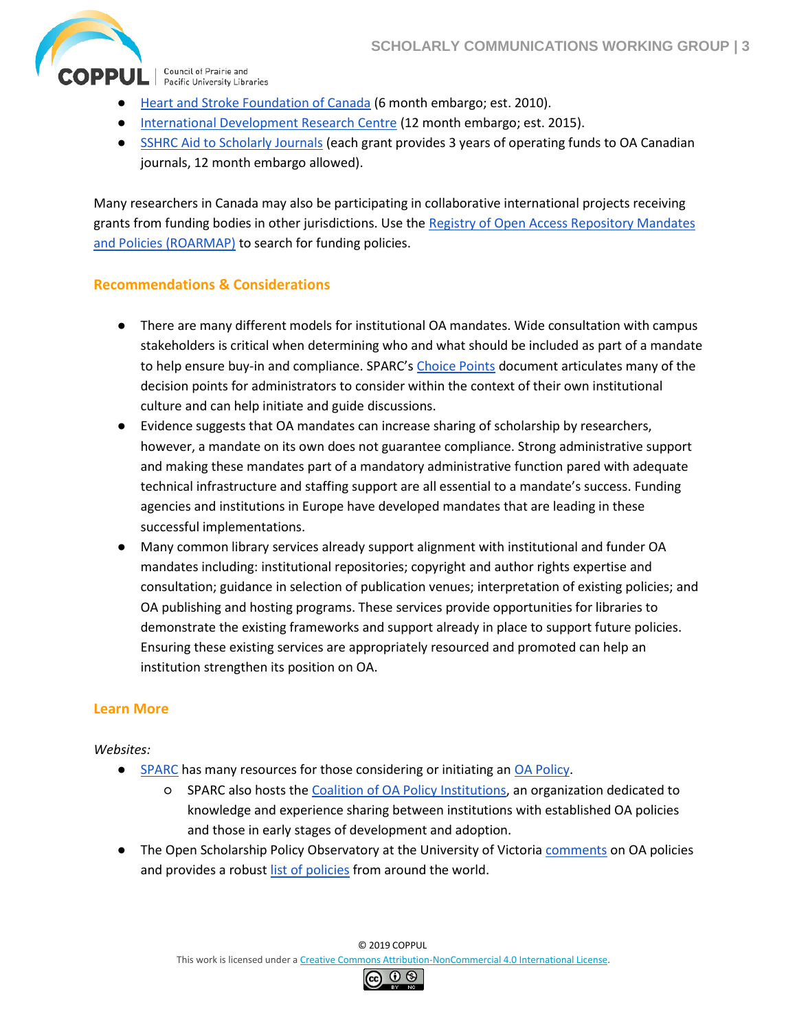- Heart and Stroke Foundation of Canada (6 month embargo; est. 2010).
- International Development Research Centre (12 month embargo; est. 2015).
- SSHRC Aid to Scholarly Journals (each grant provides 3 years of operating funds to OA Canadian journals, 12 month embargo allowed).

Many researchers in Canada may also be participating in collaborative international projects receiving grants from funding bodies in other jurisdictions. Use the Registry of Open Access Repository Mandates and Policies (ROARMAP) to search for funding policies.

## Recommendations & Considerations

- There are many different models for institutional OA mandates. Wide consultation with campus stakeholders is critical when determining who and what should be included as part of a mandate to help ensure buy-in and compliance. SPARC's Choice Points document articulates many of the decision points for administrators to consider within the context of their own institutional culture and can help initiate and guide discussions.
- Evidence suggests that OA mandates can increase sharing of scholarship by researchers, however, a mandate on its own does not guarantee compliance. Strong administrative support and making these mandates part of a mandatory administrative function pared with adequate technical infrastructure and staffing support are all essential to a mandate's success. Funding agencies and institutions in Europe have developed mandates that are leading in these successful implementations.
- Many common library services already support alignment with institutional and funder OA mandates including: institutional repositories; copyright and author rights expertise and consultation; guidance in selection of publication venues; interpretation of existing policies; and OA publishing and hosting programs. These services provide opportunities for libraries to demonstrate the existing frameworks and support already in place to support future policies. Ensuring these existing services are appropriately resourced and promoted can help an institution strengthen its position on OA.

## Learn More

*Websites:*

- SPARC has many resources for those considering or initiating an OA Policy.
  - SPARC also hosts the Coalition of OA Policy Institutions, an organization dedicated to knowledge and experience sharing between institutions with established OA policies and those in early stages of development and adoption.
- The Open Scholarship Policy Observatory at the University of Victoria comments on OA policies and provides a robust list of policies from around the world.

© 2019 COPPUL

This work is licensed under a Creative Commons Attribution-NonCommercial 4.0 International License.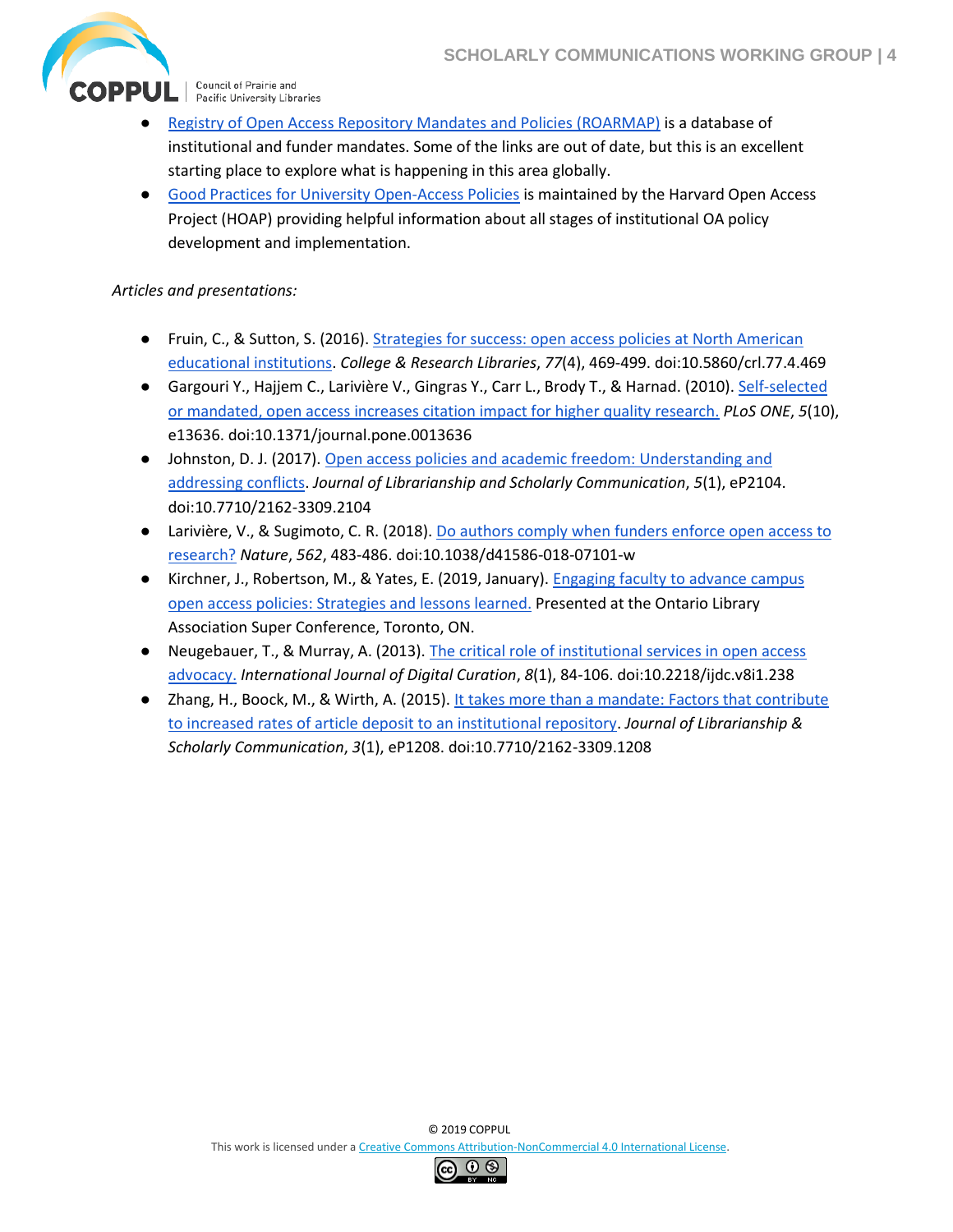- Registry of Open Access Repository Mandates and Policies (ROARMAP) is a database of institutional and funder mandates. Some of the links are out of date, but this is an excellent starting place to explore what is happening in this area globally.
- Good Practices for University Open-Access Policies is maintained by the Harvard Open Access Project (HOAP) providing helpful information about all stages of institutional OA policy development and implementation.

*Articles and presentations:*

- Fruin, C., & Sutton, S. (2016). Strategies for success: open access policies at North American educational institutions. *College & Research Libraries*, *77*(4), 469-499. doi:10.5860/crl.77.4.469
- Gargouri Y., Hajjem C., Larivière V., Gingras Y., Carr L., Brody T., & Harnad. (2010). Self-selected or mandated, open access increases citation impact for higher quality research. *PLoS ONE*, *5*(10), e13636. doi:10.1371/journal.pone.0013636
- Johnston, D. J. (2017). Open access policies and academic freedom: Understanding and addressing conflicts. *Journal of Librarianship and Scholarly Communication*, *5*(1), eP2104. doi:10.7710/2162-3309.2104
- Larivière, V., & Sugimoto, C. R. (2018). Do authors comply when funders enforce open access to research? *Nature*, *562*, 483-486. doi:10.1038/d41586-018-07101-w
- Kirchner, J., Robertson, M., & Yates, E. (2019, January). Engaging faculty to advance campus open access policies: Strategies and lessons learned. Presented at the Ontario Library Association Super Conference, Toronto, ON.
- Neugebauer, T., & Murray, A. (2013). The critical role of institutional services in open access advocacy. *International Journal of Digital Curation*, *8*(1), 84-106. doi:10.2218/ijdc.v8i1.238
- Zhang, H., Boock, M., & Wirth, A. (2015). It takes more than a mandate: Factors that contribute to increased rates of article deposit to an institutional repository. *Journal of Librarianship & Scholarly Communication*, *3*(1), eP1208. doi:10.7710/2162-3309.1208

© 2019 COPPUL

This work is licensed under a Creative Commons Attribution-NonCommercial 4.0 International License.